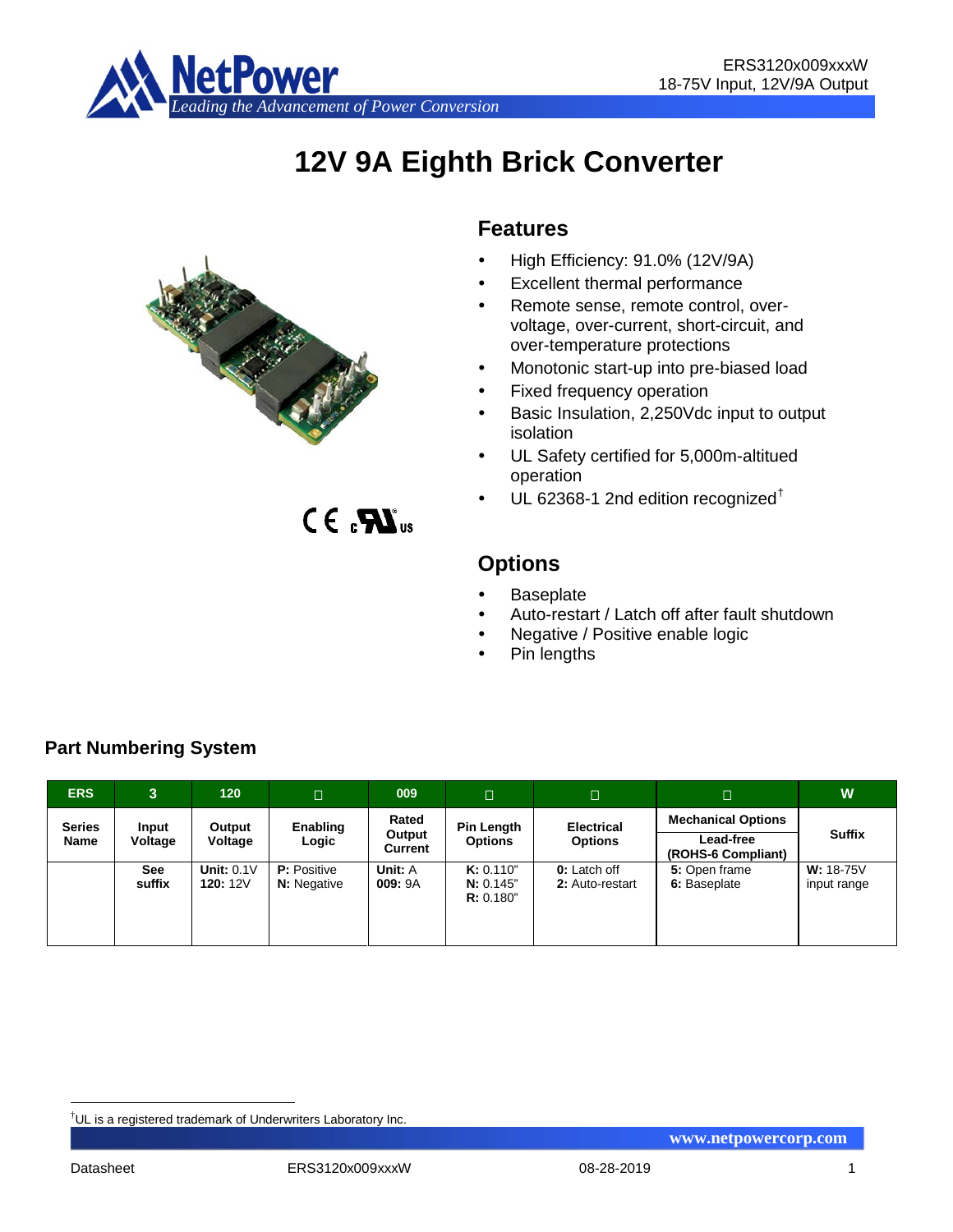# 12V 9A Eighth Brick Converter

## Features

- High Efficiency: 91.0% (12V/9A)
- Excellent thermal performance
- Remote sense, remote control, over-voltage, over-current, short-circuit, and over-temperature protections
- Monotonic start-up into pre-biased load
- Fixed frequency operation
- Basic Insulation, 2,250Vdc input to output isolation
- UL Safety certified for 5,000m-altitued operation
- UL 62368-1 2nd edition recognized†

## Options

- Baseplate
- Auto-restart / Latch off after fault shutdown
- Negative / Positive enable logic
- Pin lengths

### Part Numbering System

| ERS | 3 | 120 | □ | 009 | □ | □ | □ | W |
|---|---|---|---|---|---|---|---|---|
| Series Name | Input Voltage | Output Voltage | Enabling Logic | Rated Output Current | Pin Length Options | Electrical Options | Mechanical Options<br>Lead-free (ROHS-6 Compliant) | Suffix |
| | See suffix | **Unit:** 0.1V<br>**120:** 12V | **P:** Positive<br>**N:** Negative | **Unit:** A<br>**009:** 9A | **K:** 0.110"<br>**N:** 0.145"<br>**R:** 0.180" | **0:** Latch off<br>**2:** Auto-restart | **5:** Open frame<br>**6:** Baseplate | **W:** 18-75V input range |

†UL is a registered trademark of Underwriters Laboratory Inc.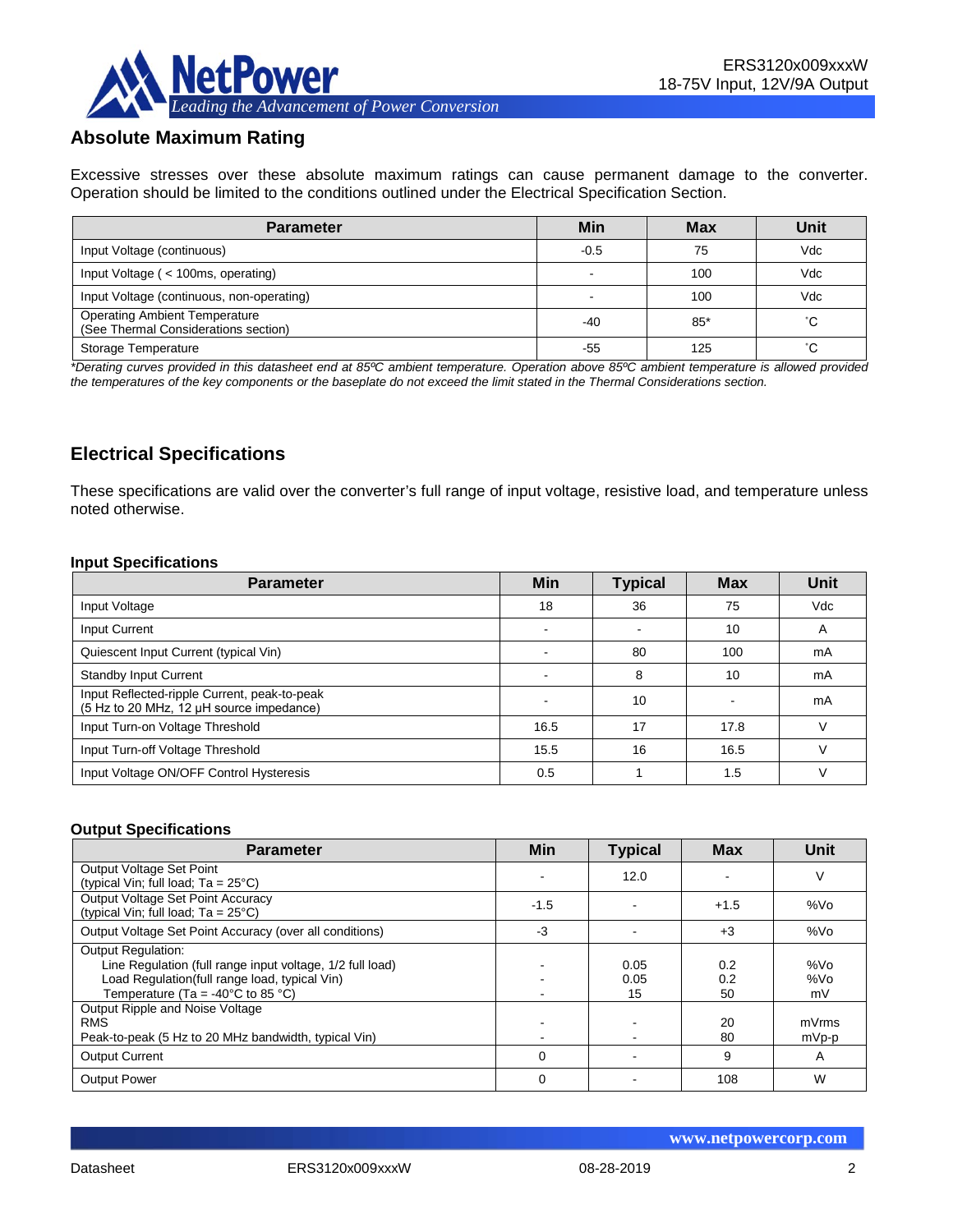## Absolute Maximum Rating

Excessive stresses over these absolute maximum ratings can cause permanent damage to the converter. Operation should be limited to the conditions outlined under the Electrical Specification Section.

| Parameter | Min | Max | Unit |
|---|---|---|---|
| Input Voltage (continuous) | -0.5 | 75 | Vdc |
| Input Voltage ( < 100ms, operating) | - | 100 | Vdc |
| Input Voltage (continuous, non-operating) | - | 100 | Vdc |
| Operating Ambient Temperature (See Thermal Considerations section) | -40 | 85* | ˚C |
| Storage Temperature | -55 | 125 | ˚C |

*\*Derating curves provided in this datasheet end at 85ºC ambient temperature. Operation above 85ºC ambient temperature is allowed provided the temperatures of the key components or the baseplate do not exceed the limit stated in the Thermal Considerations section.*

## Electrical Specifications

These specifications are valid over the converter's full range of input voltage, resistive load, and temperature unless noted otherwise.

### Input Specifications

| Parameter | Min | Typical | Max | Unit |
|---|---|---|---|---|
| Input Voltage | 18 | 36 | 75 | Vdc |
| Input Current | - | - | 10 | A |
| Quiescent Input Current (typical Vin) | - | 80 | 100 | mA |
| Standby Input Current | - | 8 | 10 | mA |
| Input Reflected-ripple Current, peak-to-peak (5 Hz to 20 MHz, 12 µH source impedance) | - | 10 | - | mA |
| Input Turn-on Voltage Threshold | 16.5 | 17 | 17.8 | V |
| Input Turn-off Voltage Threshold | 15.5 | 16 | 16.5 | V |
| Input Voltage ON/OFF Control Hysteresis | 0.5 | 1 | 1.5 | V |

### Output Specifications

| Parameter | Min | Typical | Max | Unit |
|---|---|---|---|---|
| Output Voltage Set Point (typical Vin; full load; Ta = 25°C) | - | 12.0 | - | V |
| Output Voltage Set Point Accuracy (typical Vin; full load; Ta = 25°C) | -1.5 | - | +1.5 | %Vo |
| Output Voltage Set Point Accuracy (over all conditions) | -3 | - | +3 | %Vo |
| Output Regulation: | | | | |
| Line Regulation (full range input voltage, 1/2 full load) | - | 0.05 | 0.2 | %Vo |
| Load Regulation(full range load, typical Vin) | - | 0.05 | 0.2 | %Vo |
| Temperature (Ta = -40°C to 85 °C) | - | 15 | 50 | mV |
| Output Ripple and Noise Voltage | | | | |
| RMS | - | - | 20 | mVrms |
| Peak-to-peak (5 Hz to 20 MHz bandwidth, typical Vin) | - | - | 80 | mVp-p |
| Output Current | 0 | - | 9 | A |
| Output Power | 0 | - | 108 | W |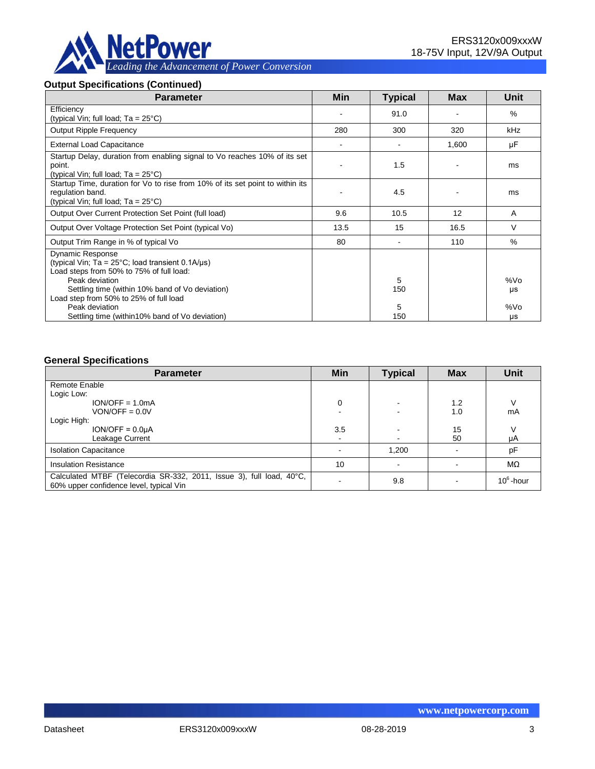### Output Specifications (Continued)

| Parameter | Min | Typical | Max | Unit |
|---|---|---|---|---|
| Efficiency<br>(typical Vin; full load; Ta = 25°C) | - | 91.0 | - | % |
| Output Ripple Frequency | 280 | 300 | 320 | kHz |
| External Load Capacitance | - | - | 1,600 | µF |
| Startup Delay, duration from enabling signal to Vo reaches 10% of its set point.<br>(typical Vin; full load; Ta = 25°C) | - | 1.5 | - | ms |
| Startup Time, duration for Vo to rise from 10% of its set point to within its regulation band.<br>(typical Vin; full load; Ta = 25°C) | - | 4.5 | - | ms |
| Output Over Current Protection Set Point (full load) | 9.6 | 10.5 | 12 | A |
| Output Over Voltage Protection Set Point (typical Vo) | 13.5 | 15 | 16.5 | V |
| Output Trim Range in % of typical Vo | 80 | - | 110 | % |
| Dynamic Response<br>(typical Vin; Ta = 25°C; load transient 0.1A/µs)<br>Load steps from 50% to 75% of full load:<br>Peak deviation<br>Settling time (within 10% band of Vo deviation)<br>Load step from 50% to 25% of full load<br>Peak deviation<br>Settling time (within10% band of Vo deviation) | | <br><br><br>5<br>150<br><br>5<br>150 | | <br><br><br>%Vo<br>µs<br><br>%Vo<br>µs |

### General Specifications

| Parameter | Min | Typical | Max | Unit |
|---|---|---|---|---|
| Remote Enable<br>Logic Low:<br>ION/OFF = 1.0mA<br>VON/OFF = 0.0V<br>Logic High:<br>ION/OFF = 0.0µA<br>Leakage Current | <br><br>0<br>-<br><br>3.5<br>- | <br><br>-<br>-<br><br>-<br>- | <br><br>1.2<br>1.0<br><br>15<br>50 | <br><br>V<br>mA<br><br>V<br>µA |
| Isolation Capacitance | - | 1,200 | - | pF |
| Insulation Resistance | 10 | - | - | MΩ |
| Calculated MTBF (Telecordia SR-332, 2011, Issue 3), full load, 40°C, 60% upper confidence level, typical Vin | - | 9.8 | - | $10^6$-hour |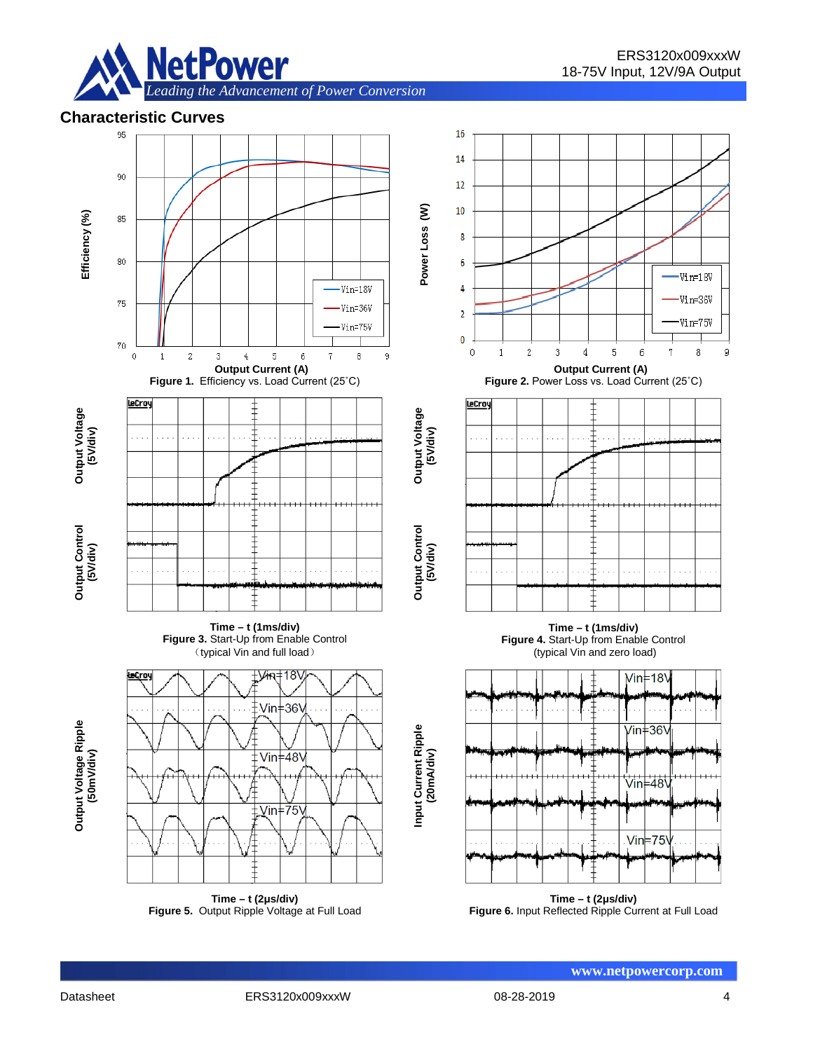## Characteristic Curves

Output Current (A)

**Figure 1.** Efficiency vs. Load Current (25˚C)

Output Current (A)

**Figure 2.** Power Loss vs. Load Current (25˚C)

Time – t (1ms/div)

**Figure 3.** Start-Up from Enable Control (typical Vin and full load)

Time – t (1ms/div)

**Figure 4.** Start-Up from Enable Control (typical Vin and zero load)

Time – t (2μs/div)

**Figure 5.** Output Ripple Voltage at Full Load

Time – t (2μs/div)

**Figure 6.** Input Reflected Ripple Current at Full Load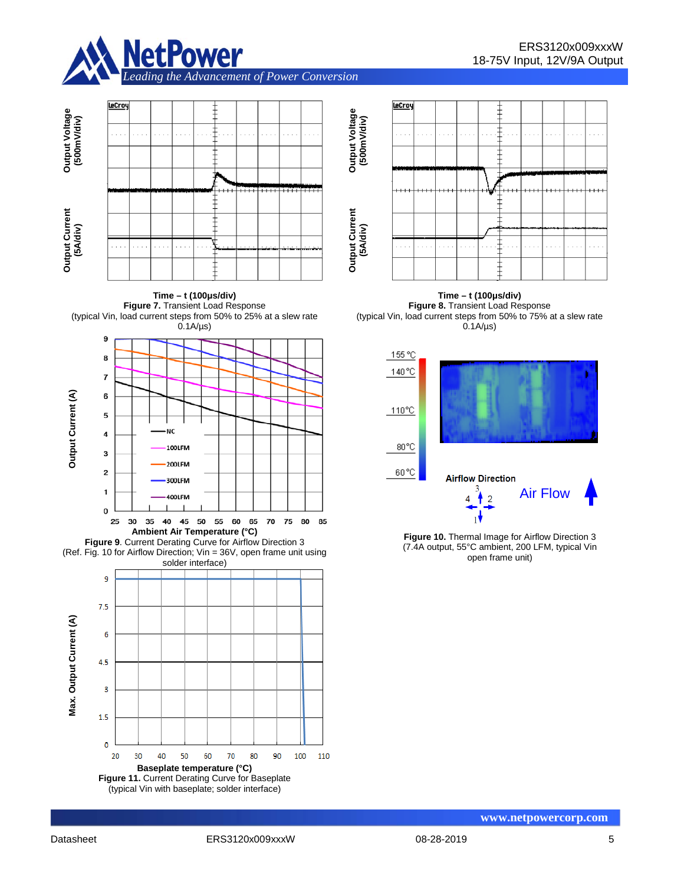Time – t (100μs/div)

**Figure 7.** Transient Load Response
(typical Vin, load current steps from 50% to 25% at a slew rate 0.1A/μs)

Time – t (100μs/div)

**Figure 8.** Transient Load Response
(typical Vin, load current steps from 50% to 75% at a slew rate 0.1A/μs)

**Figure 9**. Current Derating Curve for Airflow Direction 3
(Ref. Fig. 10 for Airflow Direction; Vin = 36V, open frame unit using solder interface)

**Figure 10.** Thermal Image for Airflow Direction 3
(7.4A output, 55°C ambient, 200 LFM, typical Vin open frame unit)

**Figure 11.** Current Derating Curve for Baseplate
(typical Vin with baseplate; solder interface)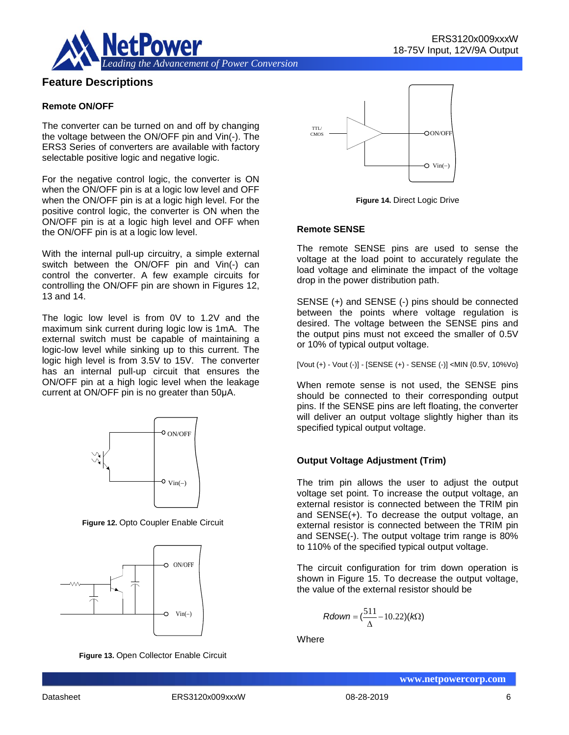## Feature Descriptions

### Remote ON/OFF

The converter can be turned on and off by changing the voltage between the ON/OFF pin and Vin(-). The ERS3 Series of converters are available with factory selectable positive logic and negative logic.

For the negative control logic, the converter is ON when the ON/OFF pin is at a logic low level and OFF when the ON/OFF pin is at a logic high level. For the positive control logic, the converter is ON when the ON/OFF pin is at a logic high level and OFF when the ON/OFF pin is at a logic low level.

With the internal pull-up circuitry, a simple external switch between the ON/OFF pin and Vin(-) can control the converter. A few example circuits for controlling the ON/OFF pin are shown in Figures 12, 13 and 14.

The logic low level is from 0V to 1.2V and the maximum sink current during logic low is 1mA. The external switch must be capable of maintaining a logic-low level while sinking up to this current. The logic high level is from 3.5V to 15V. The converter has an internal pull-up circuit that ensures the ON/OFF pin at a high logic level when the leakage current at ON/OFF pin is no greater than 50μA.

**Figure 12.** Opto Coupler Enable Circuit

**Figure 13.** Open Collector Enable Circuit

**Figure 14.** Direct Logic Drive

### Remote SENSE

The remote SENSE pins are used to sense the voltage at the load point to accurately regulate the load voltage and eliminate the impact of the voltage drop in the power distribution path.

SENSE (+) and SENSE (-) pins should be connected between the points where voltage regulation is desired. The voltage between the SENSE pins and the output pins must not exceed the smaller of 0.5V or 10% of typical output voltage.

[Vout (+) - Vout (-)] - [SENSE (+) - SENSE (-)] <MIN {0.5V, 10%Vo}

When remote sense is not used, the SENSE pins should be connected to their corresponding output pins. If the SENSE pins are left floating, the converter will deliver an output voltage slightly higher than its specified typical output voltage.

### Output Voltage Adjustment (Trim)

The trim pin allows the user to adjust the output voltage set point. To increase the output voltage, an external resistor is connected between the TRIM pin and SENSE(+). To decrease the output voltage, an external resistor is connected between the TRIM pin and SENSE(-). The output voltage trim range is 80% to 110% of the specified typical output voltage.

The circuit configuration for trim down operation is shown in Figure 15. To decrease the output voltage, the value of the external resistor should be

$$Rdown = \left(\frac{511}{\Delta} - 10.22\right)(k\Omega)$$

Where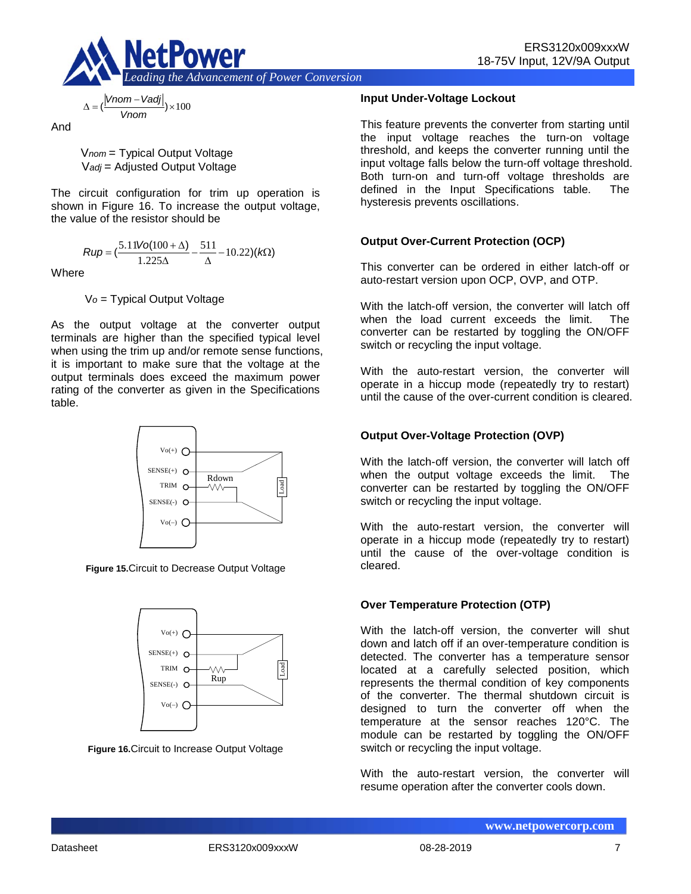$$\Delta = \left(\frac{|Vnom - Vadj|}{Vnom}\right) \times 100$$

And

$V_{nom}$ = Typical Output Voltage
$V_{adj}$ = Adjusted Output Voltage

The circuit configuration for trim up operation is shown in Figure 16. To increase the output voltage, the value of the resistor should be

$$Rup = \left(\frac{5.11Vo(100+\Delta)}{1.225\Delta} - \frac{511}{\Delta} - 10.22\right)(k\Omega)$$

Where

$V_o$ = Typical Output Voltage

As the output voltage at the converter output terminals are higher than the specified typical level when using the trim up and/or remote sense functions, it is important to make sure that the voltage at the output terminals does exceed the maximum power rating of the converter as given in the Specifications table.

**Figure 15.** Circuit to Decrease Output Voltage

**Figure 16.** Circuit to Increase Output Voltage

### Input Under-Voltage Lockout

This feature prevents the converter from starting until the input voltage reaches the turn-on voltage threshold, and keeps the converter running until the input voltage falls below the turn-off voltage threshold. Both turn-on and turn-off voltage thresholds are defined in the Input Specifications table. The hysteresis prevents oscillations.

### Output Over-Current Protection (OCP)

This converter can be ordered in either latch-off or auto-restart version upon OCP, OVP, and OTP.

With the latch-off version, the converter will latch off when the load current exceeds the limit. The converter can be restarted by toggling the ON/OFF switch or recycling the input voltage.

With the auto-restart version, the converter will operate in a hiccup mode (repeatedly try to restart) until the cause of the over-current condition is cleared.

### Output Over-Voltage Protection (OVP)

With the latch-off version, the converter will latch off when the output voltage exceeds the limit. The converter can be restarted by toggling the ON/OFF switch or recycling the input voltage.

With the auto-restart version, the converter will operate in a hiccup mode (repeatedly try to restart) until the cause of the over-voltage condition is cleared.

### Over Temperature Protection (OTP)

With the latch-off version, the converter will shut down and latch off if an over-temperature condition is detected. The converter has a temperature sensor located at a carefully selected position, which represents the thermal condition of key components of the converter. The thermal shutdown circuit is designed to turn the converter off when the temperature at the sensor reaches 120°C. The module can be restarted by toggling the ON/OFF switch or recycling the input voltage.

With the auto-restart version, the converter will resume operation after the converter cools down.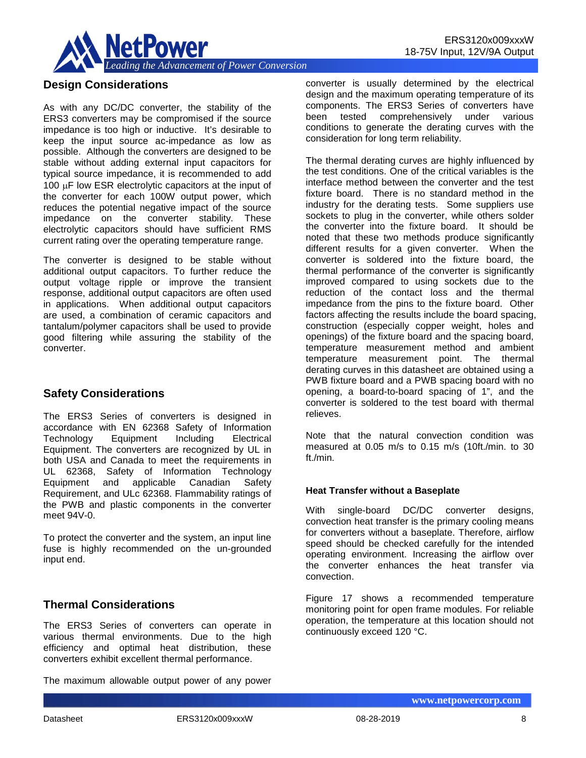## Design Considerations

As with any DC/DC converter, the stability of the ERS3 converters may be compromised if the source impedance is too high or inductive. It's desirable to keep the input source ac-impedance as low as possible. Although the converters are designed to be stable without adding external input capacitors for typical source impedance, it is recommended to add 100 μF low ESR electrolytic capacitors at the input of the converter for each 100W output power, which reduces the potential negative impact of the source impedance on the converter stability. These electrolytic capacitors should have sufficient RMS current rating over the operating temperature range.

The converter is designed to be stable without additional output capacitors. To further reduce the output voltage ripple or improve the transient response, additional output capacitors are often used in applications. When additional output capacitors are used, a combination of ceramic capacitors and tantalum/polymer capacitors shall be used to provide good filtering while assuring the stability of the converter.

## Safety Considerations

The ERS3 Series of converters is designed in accordance with EN 62368 Safety of Information Technology Equipment Including Electrical Equipment. The converters are recognized by UL in both USA and Canada to meet the requirements in UL 62368, Safety of Information Technology Equipment and applicable Canadian Safety Requirement, and ULc 62368. Flammability ratings of the PWB and plastic components in the converter meet 94V-0.

To protect the converter and the system, an input line fuse is highly recommended on the un-grounded input end.

## Thermal Considerations

The ERS3 Series of converters can operate in various thermal environments. Due to the high efficiency and optimal heat distribution, these converters exhibit excellent thermal performance.

The maximum allowable output power of any power converter is usually determined by the electrical design and the maximum operating temperature of its components. The ERS3 Series of converters have been tested comprehensively under various conditions to generate the derating curves with the consideration for long term reliability.

The thermal derating curves are highly influenced by the test conditions. One of the critical variables is the interface method between the converter and the test fixture board. There is no standard method in the industry for the derating tests. Some suppliers use sockets to plug in the converter, while others solder the converter into the fixture board. It should be noted that these two methods produce significantly different results for a given converter. When the converter is soldered into the fixture board, the thermal performance of the converter is significantly improved compared to using sockets due to the reduction of the contact loss and the thermal impedance from the pins to the fixture board. Other factors affecting the results include the board spacing, construction (especially copper weight, holes and openings) of the fixture board and the spacing board, temperature measurement method and ambient temperature measurement point. The thermal derating curves in this datasheet are obtained using a PWB fixture board and a PWB spacing board with no opening, a board-to-board spacing of 1", and the converter is soldered to the test board with thermal relieves.

Note that the natural convection condition was measured at 0.05 m/s to 0.15 m/s (10ft./min. to 30 ft./min.

### Heat Transfer without a Baseplate

With single-board DC/DC converter designs, convection heat transfer is the primary cooling means for converters without a baseplate. Therefore, airflow speed should be checked carefully for the intended operating environment. Increasing the airflow over the converter enhances the heat transfer via convection.

Figure 17 shows a recommended temperature monitoring point for open frame modules. For reliable operation, the temperature at this location should not continuously exceed 120 °C.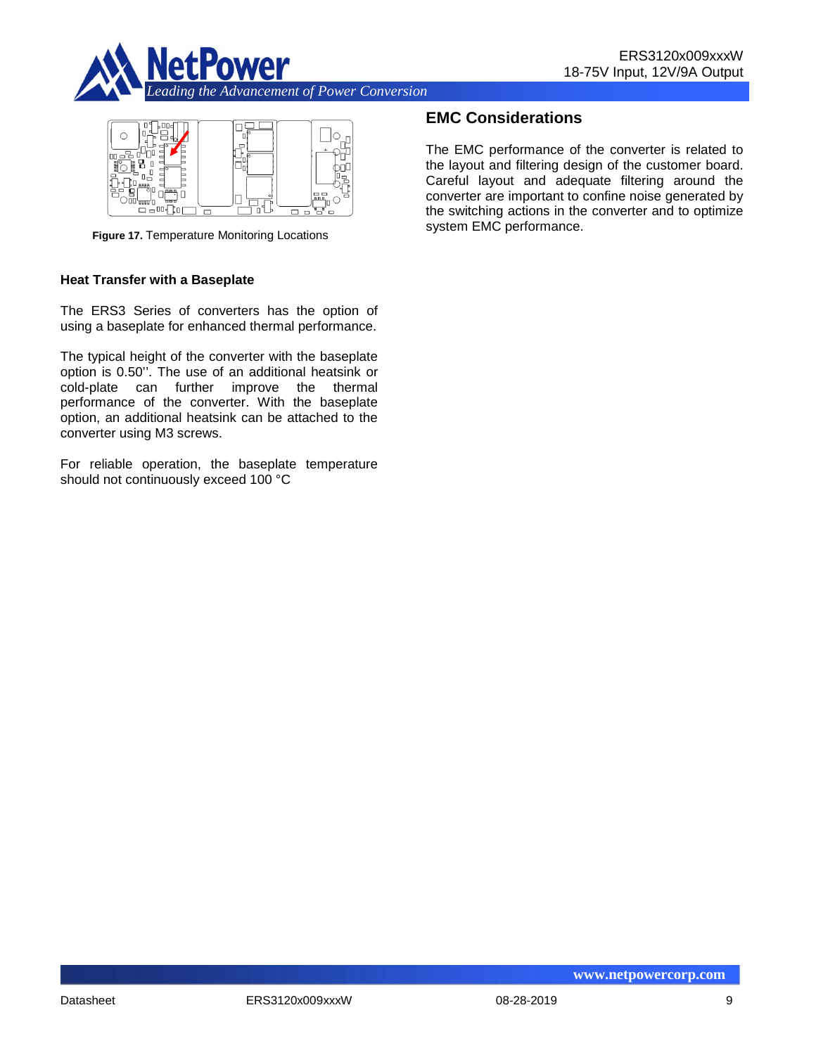**Figure 17.** Temperature Monitoring Locations

### Heat Transfer with a Baseplate

The ERS3 Series of converters has the option of using a baseplate for enhanced thermal performance.

The typical height of the converter with the baseplate option is 0.50''. The use of an additional heatsink or cold-plate can further improve the thermal performance of the converter. With the baseplate option, an additional heatsink can be attached to the converter using M3 screws.

For reliable operation, the baseplate temperature should not continuously exceed 100 °C

## EMC Considerations

The EMC performance of the converter is related to the layout and filtering design of the customer board. Careful layout and adequate filtering around the converter are important to confine noise generated by the switching actions in the converter and to optimize system EMC performance.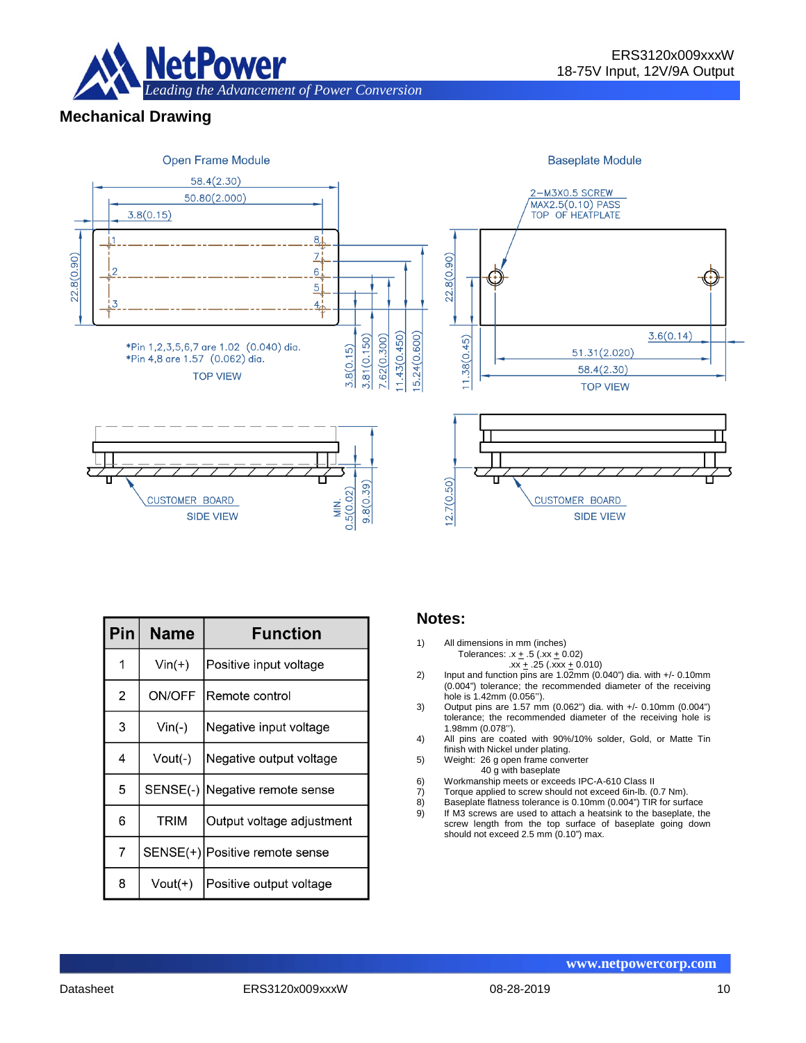## Mechanical Drawing

Open Frame Module

58.4(2.30)
50.80(2.000)
3.8(0.15)
22.8(0.90)

*Pin 1,2,3,5,6,7 are 1.02 (0.040) dia.
*Pin 4,8 are 1.57 (0.062) dia.

TOP VIEW

3.8(0.15)
3.81(0.150)
7.62(0.300)
11.43(0.450)
15.24(0.600)

Baseplate Module

2-M3X0.5 SCREW
MAX2.5(0.10) PASS
TOP OF HEATPLATE

22.8(0.90)
11.38(0.45)
3.6(0.14)
51.31(2.020)
58.4(2.30)

TOP VIEW

CUSTOMER BOARD

SIDE VIEW

MIN.
0.5(0.02)
9.8(0.39)

12.7(0.50)

CUSTOMER BOARD

SIDE VIEW

| Pin | Name | Function |
|---|---|---|
| 1 | Vin(+) | Positive input voltage |
| 2 | ON/OFF | Remote control |
| 3 | Vin(-) | Negative input voltage |
| 4 | Vout(-) | Negative output voltage |
| 5 | SENSE(-) | Negative remote sense |
| 6 | TRIM | Output voltage adjustment |
| 7 | SENSE(+) | Positive remote sense |
| 8 | Vout(+) | Positive output voltage |

### Notes:

1) All dimensions in mm (inches)
   Tolerances: .x ± .5 (.xx ± 0.02)
   .xx ± .25 (.xxx ± 0.010)
2) Input and function pins are 1.02mm (0.040") dia. with +/- 0.10mm (0.004") tolerance; the recommended diameter of the receiving hole is 1.42mm (0.056'').
3) Output pins are 1.57 mm (0.062") dia. with +/- 0.10mm (0.004") tolerance; the recommended diameter of the receiving hole is 1.98mm (0.078'').
4) All pins are coated with 90%/10% solder, Gold, or Matte Tin finish with Nickel under plating.
5) Weight: 26 g open frame converter
   40 g with baseplate
6) Workmanship meets or exceeds IPC-A-610 Class II
7) Torque applied to screw should not exceed 6in-lb. (0.7 Nm).
8) Baseplate flatness tolerance is 0.10mm (0.004") TIR for surface
9) If M3 screws are used to attach a heatsink to the baseplate, the screw length from the top surface of baseplate going down should not exceed 2.5 mm (0.10") max.